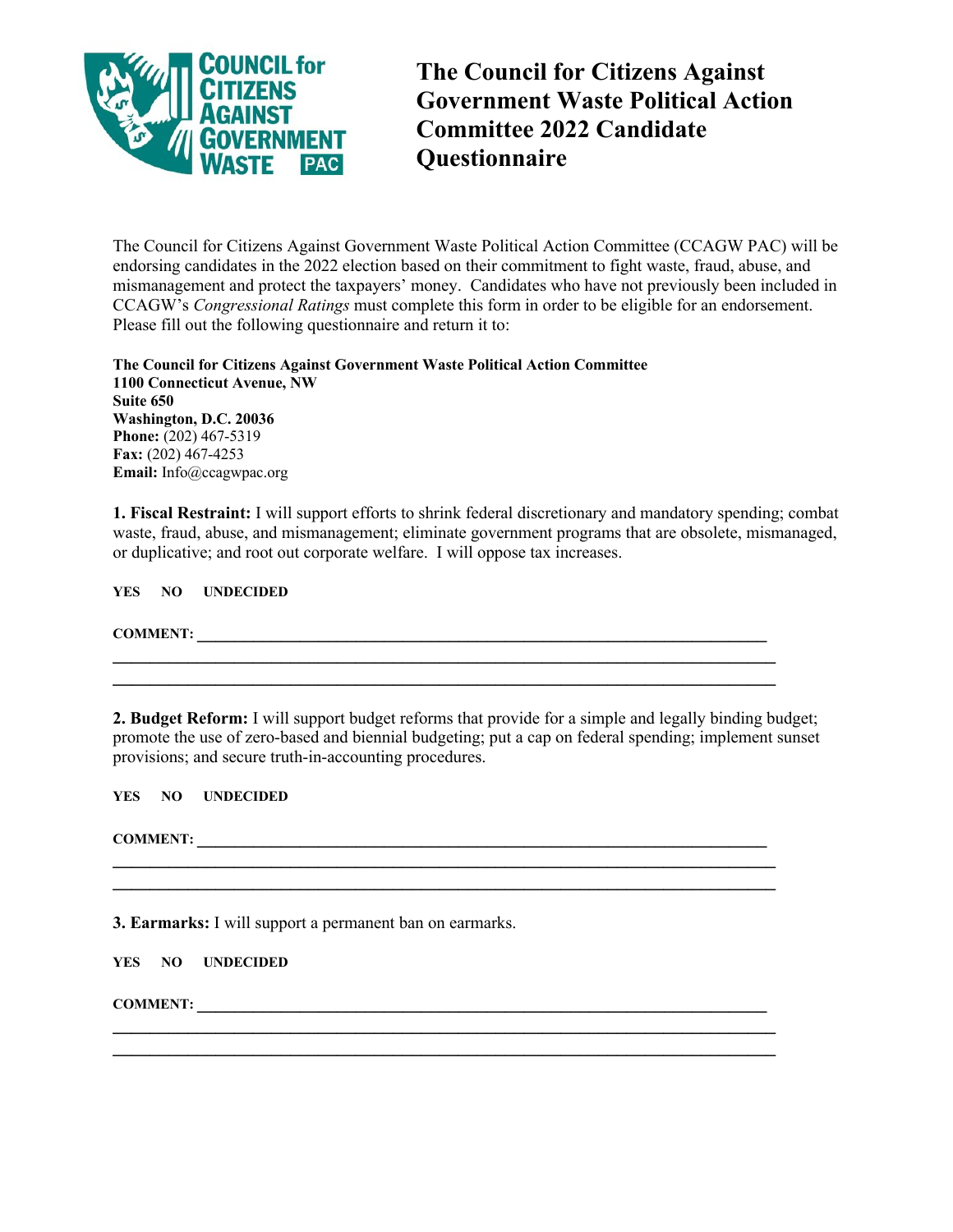# The Council for Citizens Against Government Waste Political Action Committee 2022 Candidate Questionnaire

The Council for Citizens Against Government Waste Political Action Committee (CCAGW PAC) will be endorsing candidates in the 2022 election based on their commitment to fight waste, fraud, abuse, and mismanagement and protect the taxpayers' money. Candidates who have not previously been included in CCAGW's *Congressional Ratings* must complete this form in order to be eligible for an endorsement. Please fill out the following questionnaire and return it to:

**The Council for Citizens Against Government Waste Political Action Committee**
**1100 Connecticut Avenue, NW**
**Suite 650**
**Washington, D.C. 20036**
**Phone:** (202) 467-5319
**Fax:** (202) 467-4253
**Email:** Info@ccagwpac.org

**1. Fiscal Restraint:** I will support efforts to shrink federal discretionary and mandatory spending; combat waste, fraud, abuse, and mismanagement; eliminate government programs that are obsolete, mismanaged, or duplicative; and root out corporate welfare. I will oppose tax increases.

**YES NO UNDECIDED**

**COMMENT:** ____________________________________________________________
________________________________________________________________________
________________________________________________________________________

**2. Budget Reform:** I will support budget reforms that provide for a simple and legally binding budget; promote the use of zero-based and biennial budgeting; put a cap on federal spending; implement sunset provisions; and secure truth-in-accounting procedures.

**YES NO UNDECIDED**

**COMMENT:** ____________________________________________________________
________________________________________________________________________
________________________________________________________________________

**3. Earmarks:** I will support a permanent ban on earmarks.

**YES NO UNDECIDED**

**COMMENT:** ____________________________________________________________
________________________________________________________________________
________________________________________________________________________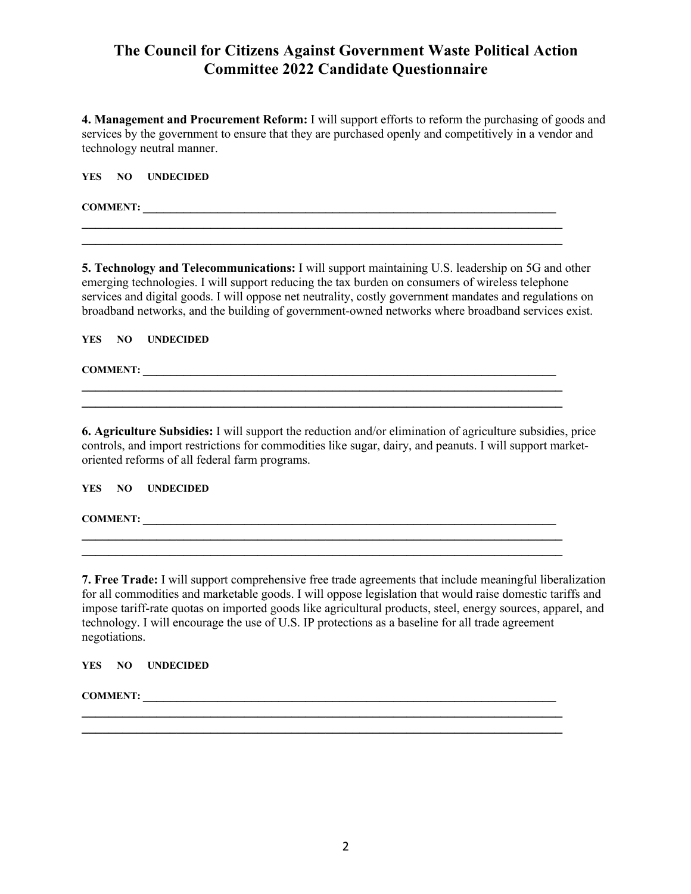# The Council for Citizens Against Government Waste Political Action Committee 2022 Candidate Questionnaire

**4. Management and Procurement Reform:** I will support efforts to reform the purchasing of goods and services by the government to ensure that they are purchased openly and competitively in a vendor and technology neutral manner.

**YES NO UNDECIDED**

**COMMENT:** ______________________________________________________________________________

______________________________________________________________________________

______________________________________________________________________________

**5. Technology and Telecommunications:** I will support maintaining U.S. leadership on 5G and other emerging technologies. I will support reducing the tax burden on consumers of wireless telephone services and digital goods. I will oppose net neutrality, costly government mandates and regulations on broadband networks, and the building of government-owned networks where broadband services exist.

**YES NO UNDECIDED**

**COMMENT:** ______________________________________________________________________________

______________________________________________________________________________

______________________________________________________________________________

**6. Agriculture Subsidies:** I will support the reduction and/or elimination of agriculture subsidies, price controls, and import restrictions for commodities like sugar, dairy, and peanuts. I will support market-oriented reforms of all federal farm programs.

**YES NO UNDECIDED**

**COMMENT:** ______________________________________________________________________________

______________________________________________________________________________

______________________________________________________________________________

**7. Free Trade:** I will support comprehensive free trade agreements that include meaningful liberalization for all commodities and marketable goods. I will oppose legislation that would raise domestic tariffs and impose tariff-rate quotas on imported goods like agricultural products, steel, energy sources, apparel, and technology. I will encourage the use of U.S. IP protections as a baseline for all trade agreement negotiations.

**YES NO UNDECIDED**

**COMMENT:** ______________________________________________________________________________

______________________________________________________________________________

______________________________________________________________________________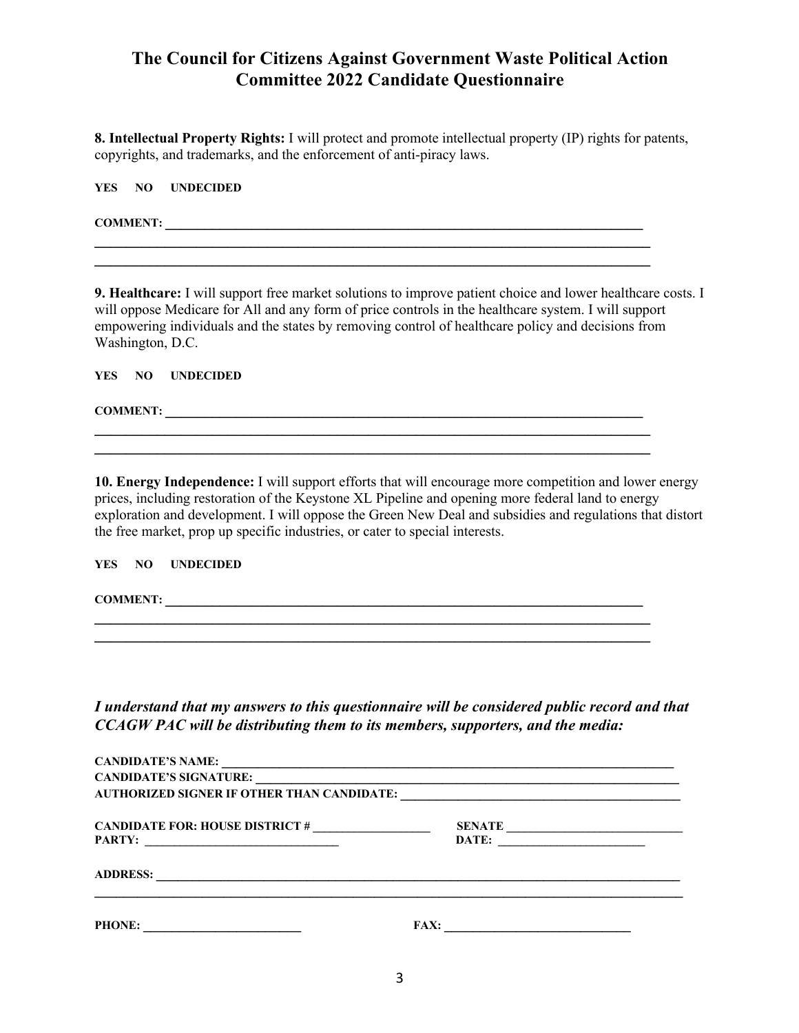## The Council for Citizens Against Government Waste Political Action Committee 2022 Candidate Questionnaire

**8. Intellectual Property Rights:** I will protect and promote intellectual property (IP) rights for patents, copyrights, and trademarks, and the enforcement of anti-piracy laws.

**YES NO UNDECIDED**

**COMMENT:** ______________________________________________________________________________
______________________________________________________________________________________
______________________________________________________________________________________

**9. Healthcare:** I will support free market solutions to improve patient choice and lower healthcare costs. I will oppose Medicare for All and any form of price controls in the healthcare system. I will support empowering individuals and the states by removing control of healthcare policy and decisions from Washington, D.C.

**YES NO UNDECIDED**

**COMMENT:** ______________________________________________________________________________
______________________________________________________________________________________
______________________________________________________________________________________

**10. Energy Independence:** I will support efforts that will encourage more competition and lower energy prices, including restoration of the Keystone XL Pipeline and opening more federal land to energy exploration and development. I will oppose the Green New Deal and subsidies and regulations that distort the free market, prop up specific industries, or cater to special interests.

**YES NO UNDECIDED**

**COMMENT:** ______________________________________________________________________________
______________________________________________________________________________________
______________________________________________________________________________________

***I understand that my answers to this questionnaire will be considered public record and that CCAGW PAC will be distributing them to its members, supporters, and the media:***

**CANDIDATE'S NAME:** ____________________________________________________________________

**CANDIDATE'S SIGNATURE:** _______________________________________________________________

**AUTHORIZED SIGNER IF OTHER THAN CANDIDATE:** ____________________________________________

**CANDIDATE FOR: HOUSE DISTRICT #** ___________________ **SENATE** ____________________________

**PARTY:** _______________________________ **DATE:** ________________________

**ADDRESS:** _______________________________________________________________________________
____________________________________________________________________________________________

**PHONE:** __________________________ **FAX:** ______________________________